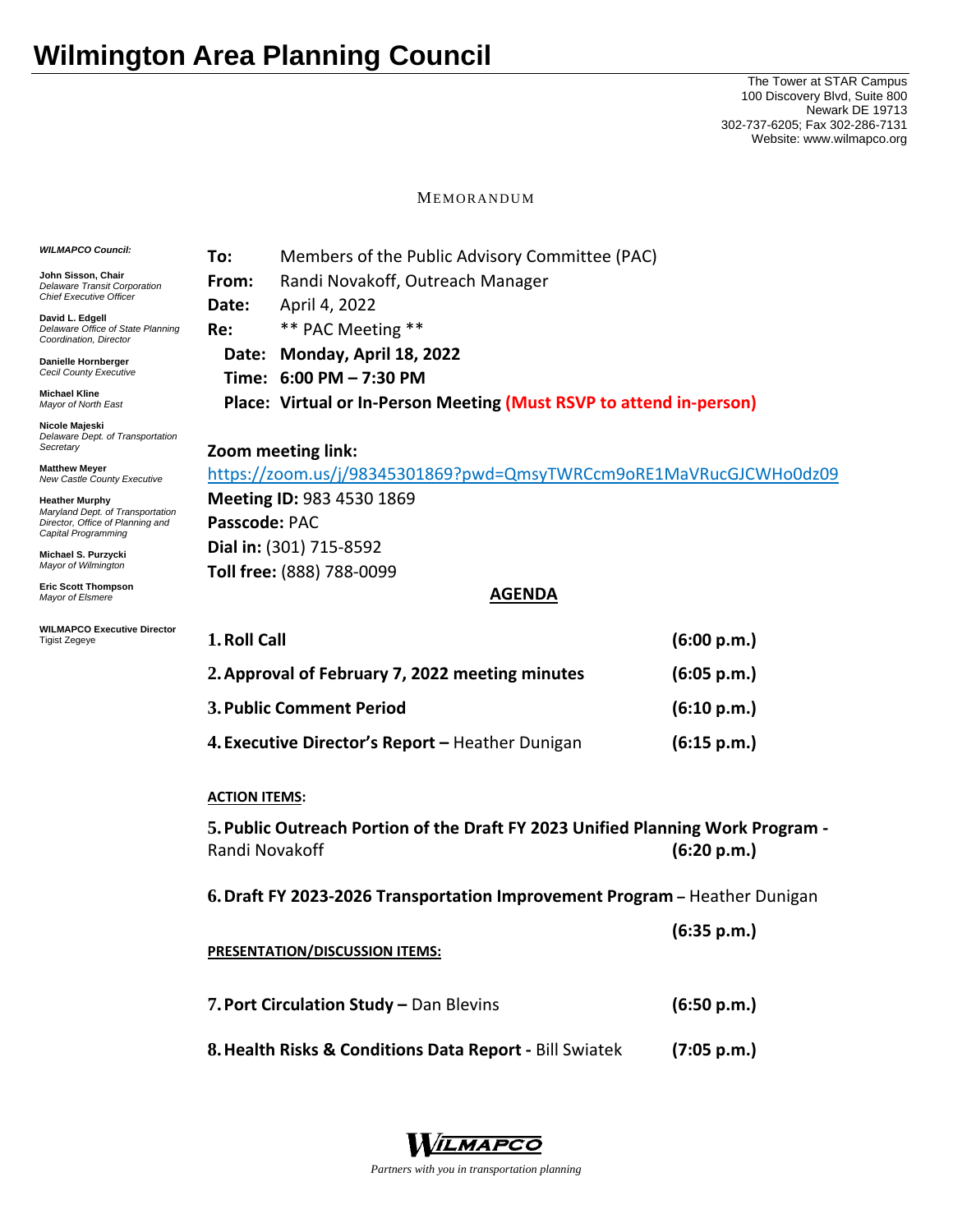# Wilmington Area Planning Council

The Tower at STAR Campus
100 Discovery Blvd, Suite 800
Newark DE 19713
302-737-6205; Fax 302-286-7131
Website: www.wilmapco.org

MEMORANDUM

***WILMAPCO Council:***

**John Sisson, Chair**
*Delaware Transit Corporation Chief Executive Officer*

**David L. Edgell**
*Delaware Office of State Planning Coordination, Director*

**Danielle Hornberger**
*Cecil County Executive*

**Michael Kline**
*Mayor of North East*

**Nicole Majeski**
*Delaware Dept. of Transportation Secretary*

**Matthew Meyer**
*New Castle County Executive*

**Heather Murphy**
*Maryland Dept. of Transportation Director, Office of Planning and Capital Programming*

**Michael S. Purzycki**
*Mayor of Wilmington*

**Eric Scott Thompson**
*Mayor of Elsmere*

**WILMAPCO Executive Director**
Tigist Zegeye

**To:** Members of the Public Advisory Committee (PAC)
**From:** Randi Novakoff, Outreach Manager
**Date:** April 4, 2022
**Re:** ** PAC Meeting **

**Date: Monday, April 18, 2022**
**Time: 6:00 PM – 7:30 PM**
**Place: Virtual or In-Person Meeting (Must RSVP to attend in-person)**

**Zoom meeting link:**
https://zoom.us/j/98345301869?pwd=QmsyTWRCcm9oRE1MaVRucGJCWHo0dz09
**Meeting ID:** 983 4530 1869
**Passcode:** PAC
**Dial in:** (301) 715-8592
**Toll free:** (888) 788-0099

## AGENDA

1. **Roll Call** **(6:00 p.m.)**
2. **Approval of February 7, 2022 meeting minutes** **(6:05 p.m.)**
3. **Public Comment Period** **(6:10 p.m.)**
4. **Executive Director's Report –** Heather Dunigan **(6:15 p.m.)**

**ACTION ITEMS:**

5. **Public Outreach Portion of the Draft FY 2023 Unified Planning Work Program -** Randi Novakoff **(6:20 p.m.)**
6. **Draft FY 2023-2026 Transportation Improvement Program –** Heather Dunigan **(6:35 p.m.)**

**PRESENTATION/DISCUSSION ITEMS:**

7. **Port Circulation Study –** Dan Blevins **(6:50 p.m.)**
8. **Health Risks & Conditions Data Report -** Bill Swiatek **(7:05 p.m.)**

WILMAPCO
*Partners with you in transportation planning*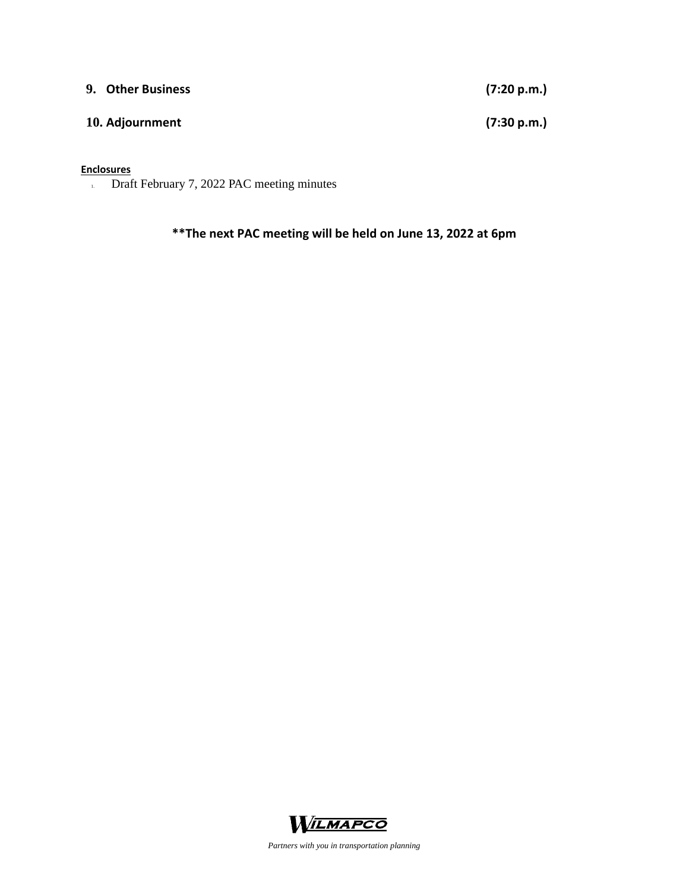**9. Other Business** **(7:20 p.m.)**

**10. Adjournment** **(7:30 p.m.)**

**Enclosures**

1. Draft February 7, 2022 PAC meeting minutes

**\*\*The next PAC meeting will be held on June 13, 2022 at 6pm**

WILMAPCO

*Partners with you in transportation planning*